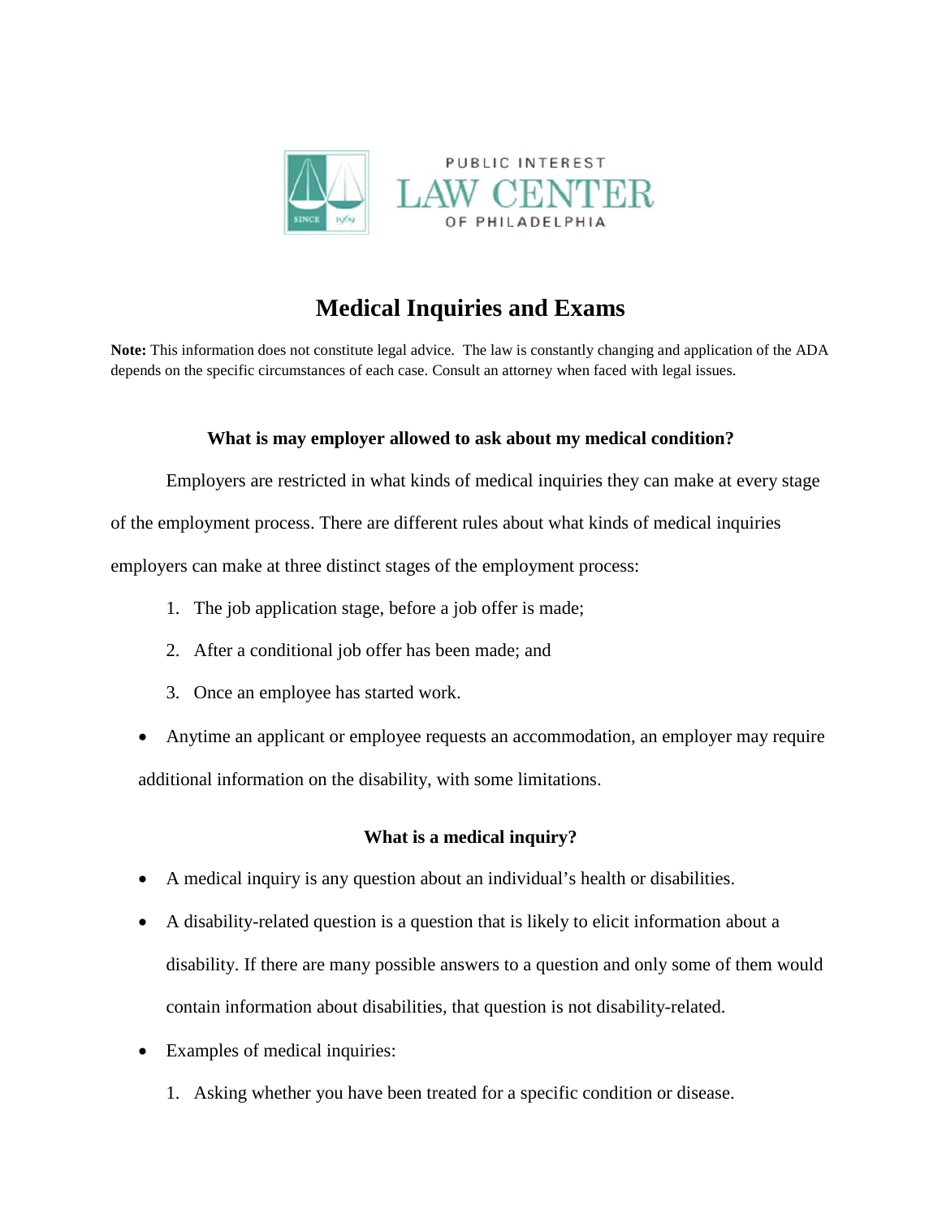PUBLIC INTEREST
LAW CENTER
OF PHILADELPHIA

# Medical Inquiries and Exams

**Note:** This information does not constitute legal advice. The law is constantly changing and application of the ADA depends on the specific circumstances of each case. Consult an attorney when faced with legal issues.

### What is may employer allowed to ask about my medical condition?

Employers are restricted in what kinds of medical inquiries they can make at every stage of the employment process. There are different rules about what kinds of medical inquiries employers can make at three distinct stages of the employment process:

1. The job application stage, before a job offer is made;
2. After a conditional job offer has been made; and
3. Once an employee has started work.

- Anytime an applicant or employee requests an accommodation, an employer may require additional information on the disability, with some limitations.

### What is a medical inquiry?

- A medical inquiry is any question about an individual's health or disabilities.
- A disability-related question is a question that is likely to elicit information about a disability. If there are many possible answers to a question and only some of them would contain information about disabilities, that question is not disability-related.
- Examples of medical inquiries:
  1. Asking whether you have been treated for a specific condition or disease.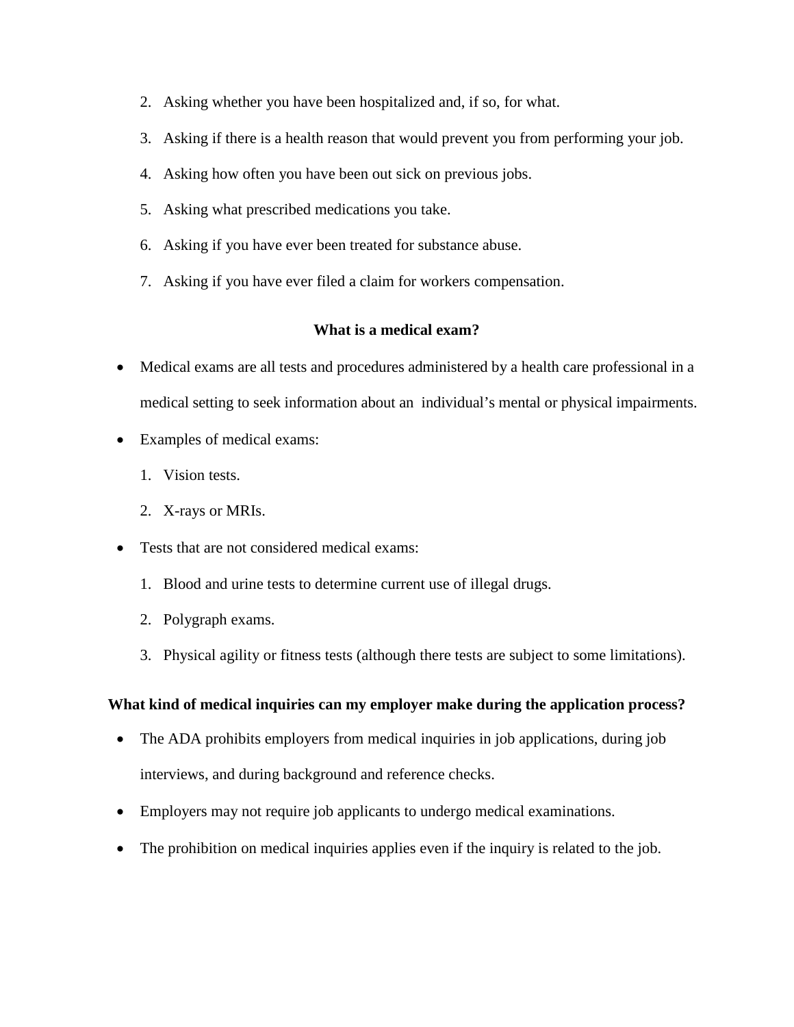2. Asking whether you have been hospitalized and, if so, for what.
3. Asking if there is a health reason that would prevent you from performing your job.
4. Asking how often you have been out sick on previous jobs.
5. Asking what prescribed medications you take.
6. Asking if you have ever been treated for substance abuse.
7. Asking if you have ever filed a claim for workers compensation.

**What is a medical exam?**

- Medical exams are all tests and procedures administered by a health care professional in a medical setting to seek information about an individual's mental or physical impairments.
- Examples of medical exams:
  1. Vision tests.
  2. X-rays or MRIs.
- Tests that are not considered medical exams:
  1. Blood and urine tests to determine current use of illegal drugs.
  2. Polygraph exams.
  3. Physical agility or fitness tests (although there tests are subject to some limitations).

**What kind of medical inquiries can my employer make during the application process?**

- The ADA prohibits employers from medical inquiries in job applications, during job interviews, and during background and reference checks.
- Employers may not require job applicants to undergo medical examinations.
- The prohibition on medical inquiries applies even if the inquiry is related to the job.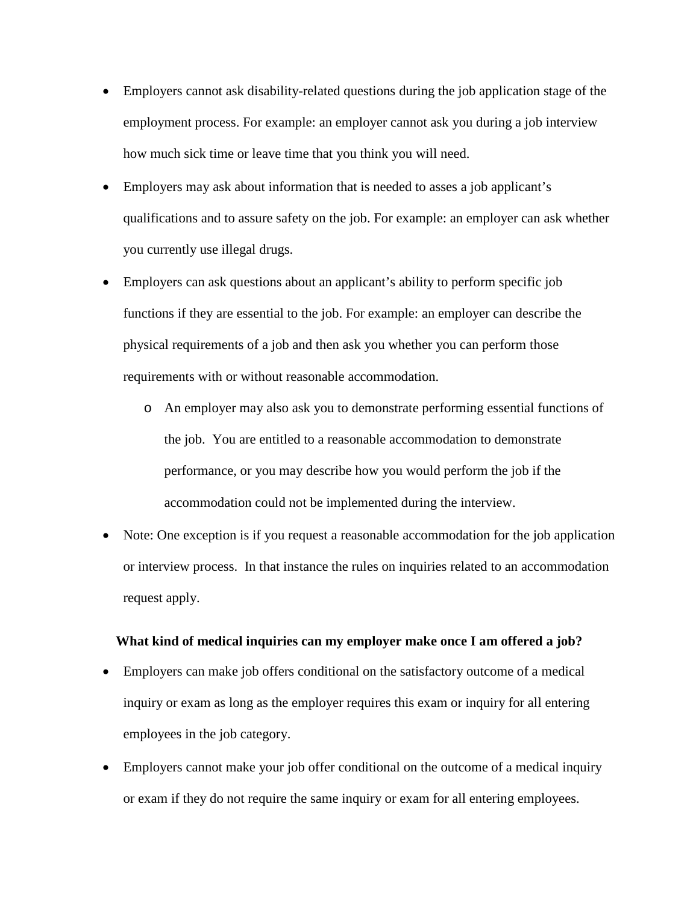- Employers cannot ask disability-related questions during the job application stage of the employment process. For example: an employer cannot ask you during a job interview how much sick time or leave time that you think you will need.
- Employers may ask about information that is needed to asses a job applicant's qualifications and to assure safety on the job. For example: an employer can ask whether you currently use illegal drugs.
- Employers can ask questions about an applicant's ability to perform specific job functions if they are essential to the job. For example: an employer can describe the physical requirements of a job and then ask you whether you can perform those requirements with or without reasonable accommodation.
  - An employer may also ask you to demonstrate performing essential functions of the job. You are entitled to a reasonable accommodation to demonstrate performance, or you may describe how you would perform the job if the accommodation could not be implemented during the interview.
- Note: One exception is if you request a reasonable accommodation for the job application or interview process. In that instance the rules on inquiries related to an accommodation request apply.

**What kind of medical inquiries can my employer make once I am offered a job?**

- Employers can make job offers conditional on the satisfactory outcome of a medical inquiry or exam as long as the employer requires this exam or inquiry for all entering employees in the job category.
- Employers cannot make your job offer conditional on the outcome of a medical inquiry or exam if they do not require the same inquiry or exam for all entering employees.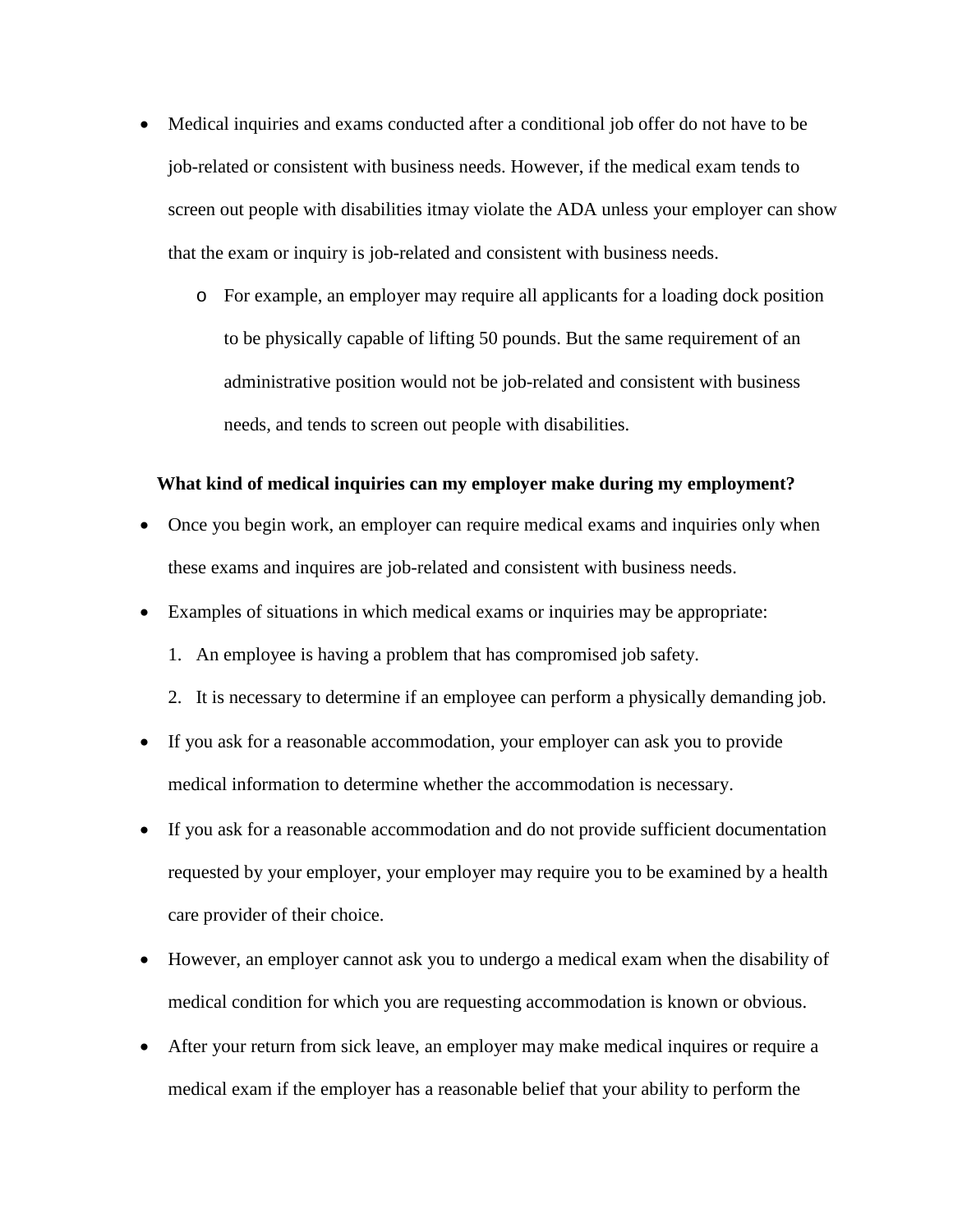- Medical inquiries and exams conducted after a conditional job offer do not have to be job-related or consistent with business needs. However, if the medical exam tends to screen out people with disabilities itmay violate the ADA unless your employer can show that the exam or inquiry is job-related and consistent with business needs.
    - For example, an employer may require all applicants for a loading dock position to be physically capable of lifting 50 pounds. But the same requirement of an administrative position would not be job-related and consistent with business needs, and tends to screen out people with disabilities.

**What kind of medical inquiries can my employer make during my employment?**

- Once you begin work, an employer can require medical exams and inquiries only when these exams and inquires are job-related and consistent with business needs.
- Examples of situations in which medical exams or inquiries may be appropriate:
    1. An employee is having a problem that has compromised job safety.
    2. It is necessary to determine if an employee can perform a physically demanding job.
- If you ask for a reasonable accommodation, your employer can ask you to provide medical information to determine whether the accommodation is necessary.
- If you ask for a reasonable accommodation and do not provide sufficient documentation requested by your employer, your employer may require you to be examined by a health care provider of their choice.
- However, an employer cannot ask you to undergo a medical exam when the disability of medical condition for which you are requesting accommodation is known or obvious.
- After your return from sick leave, an employer may make medical inquires or require a medical exam if the employer has a reasonable belief that your ability to perform the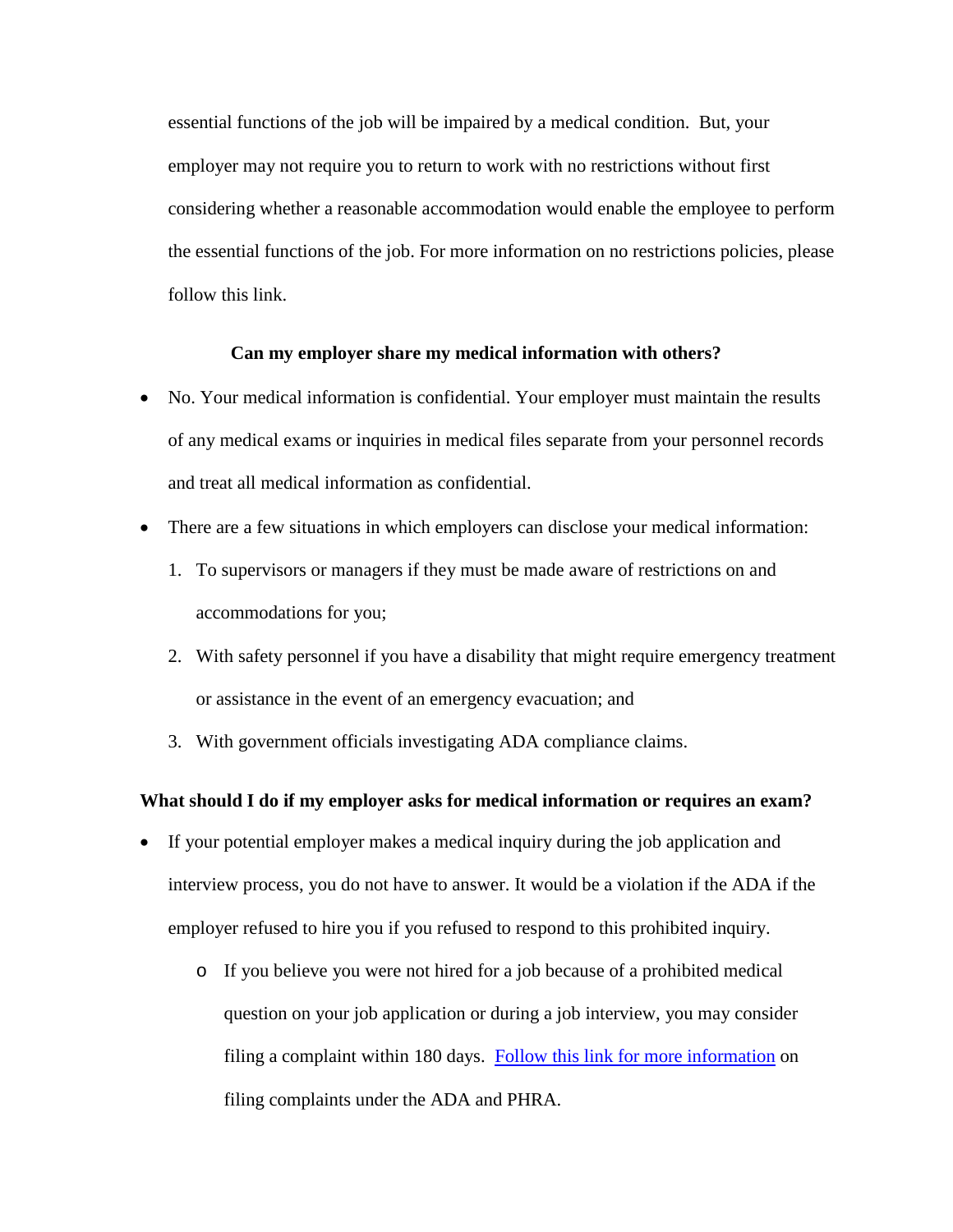essential functions of the job will be impaired by a medical condition. But, your employer may not require you to return to work with no restrictions without first considering whether a reasonable accommodation would enable the employee to perform the essential functions of the job. For more information on no restrictions policies, please follow this link.

**Can my employer share my medical information with others?**

- No. Your medical information is confidential. Your employer must maintain the results of any medical exams or inquiries in medical files separate from your personnel records and treat all medical information as confidential.
- There are a few situations in which employers can disclose your medical information:
  1. To supervisors or managers if they must be made aware of restrictions on and accommodations for you;
  2. With safety personnel if you have a disability that might require emergency treatment or assistance in the event of an emergency evacuation; and
  3. With government officials investigating ADA compliance claims.

**What should I do if my employer asks for medical information or requires an exam?**

- If your potential employer makes a medical inquiry during the job application and interview process, you do not have to answer. It would be a violation if the ADA if the employer refused to hire you if you refused to respond to this prohibited inquiry.
  - If you believe you were not hired for a job because of a prohibited medical question on your job application or during a job interview, you may consider filing a complaint within 180 days. Follow this link for more information on filing complaints under the ADA and PHRA.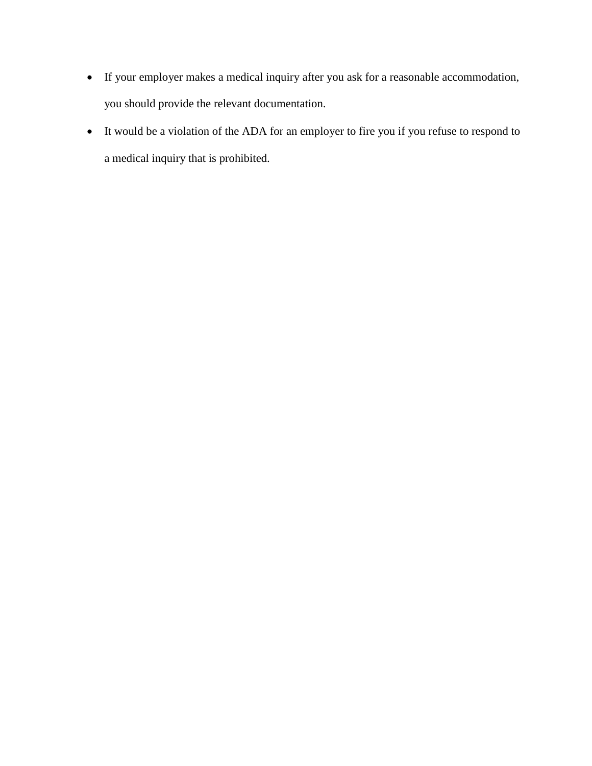- If your employer makes a medical inquiry after you ask for a reasonable accommodation, you should provide the relevant documentation.
- It would be a violation of the ADA for an employer to fire you if you refuse to respond to a medical inquiry that is prohibited.